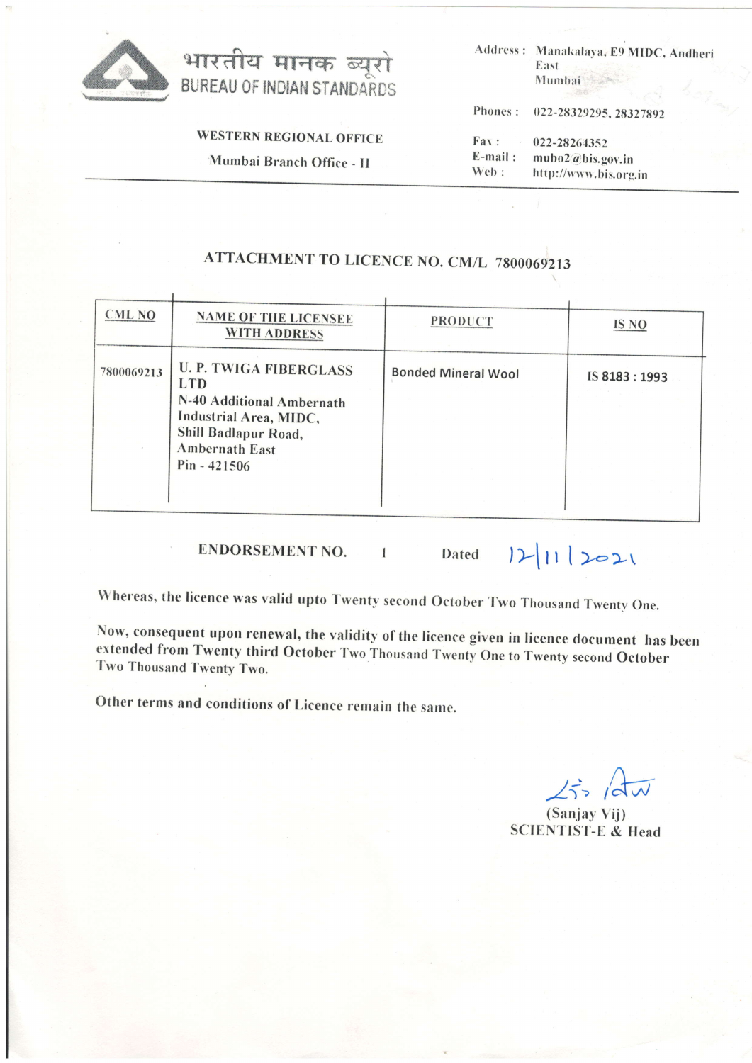भारतीय मानक ब्यूरो
BUREAU OF INDIAN STANDARDS

**WESTERN REGIONAL OFFICE**

Mumbai Branch Office - II

Address : Manakalaya, E9 MIDC, Andheri East Mumbai

Phones : 022-28329295, 28327892

Fax : 022-28264352

E-mail : mubo2@bis.gov.in

Web : http://www.bis.org.in

## ATTACHMENT TO LICENCE NO. CM/L 7800069213

| CML NO | NAME OF THE LICENSEE WITH ADDRESS | PRODUCT | IS NO |
|---|---|---|---|
| 7800069213 | U. P. TWIGA FIBERGLASS LTD<br>N-40 Additional Ambernath Industrial Area, MIDC,<br>Shill Badlapur Road,<br>Ambernath East<br>Pin - 421506 | Bonded Mineral Wool | IS 8183 : 1993 |

**ENDORSEMENT NO.** 1 **Dated** 12/11/2021

Whereas, the licence was valid upto Twenty second October Two Thousand Twenty One.

Now, consequent upon renewal, the validity of the licence given in licence document has been extended from Twenty third October Two Thousand Twenty One to Twenty second October Two Thousand Twenty Two.

Other terms and conditions of Licence remain the same.

(Sanjay Vij)
SCIENTIST-E & Head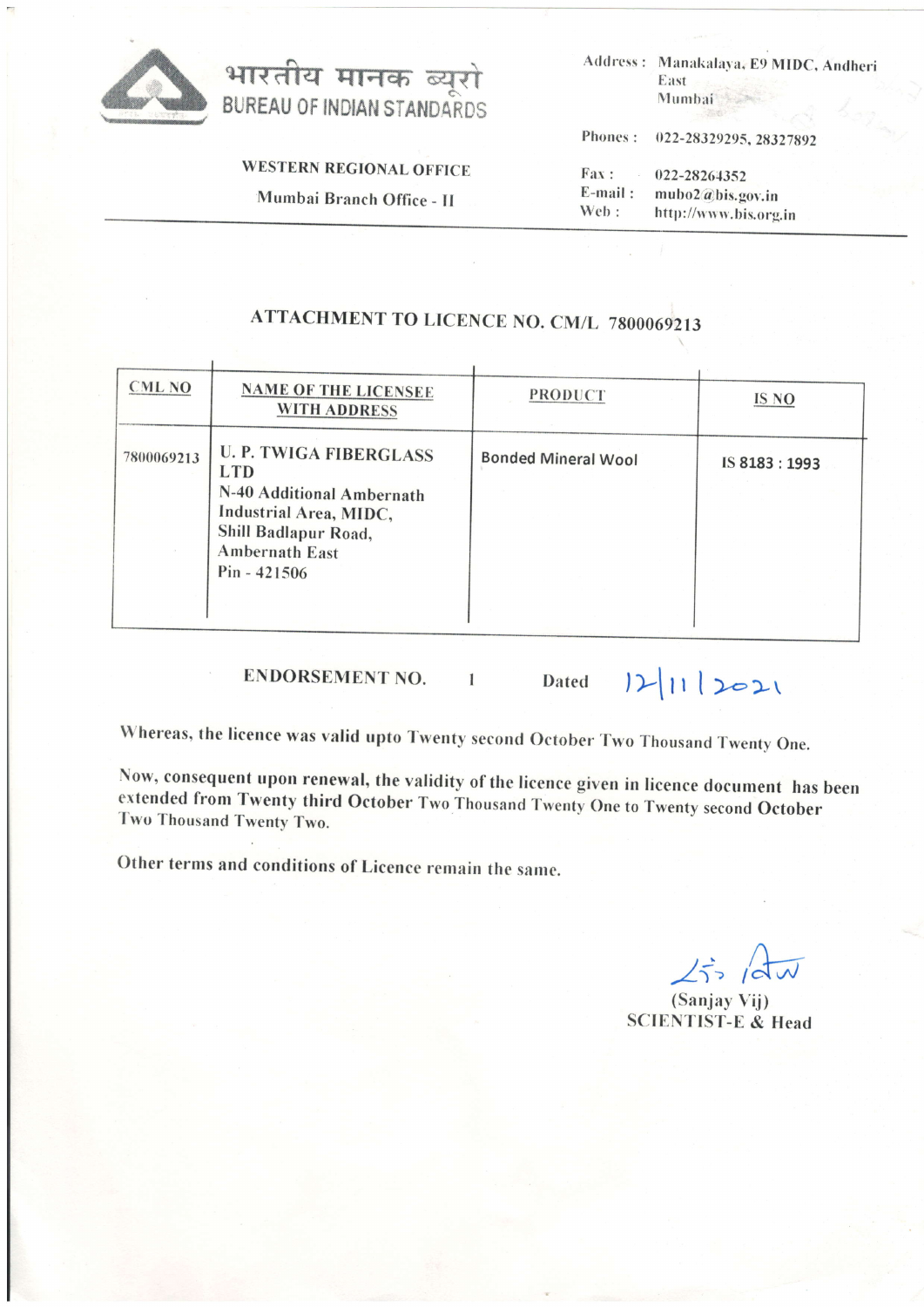भारतीय मानक ब्यूरो
BUREAU OF INDIAN STANDARDS

WESTERN REGIONAL OFFICE

Mumbai Branch Office - II

Address : Manakalaya, E9 MIDC, Andheri East Mumbai

Phones : 022-28329295, 28327892

Fax : 022-28264352

E-mail : mubo2@bis.gov.in

Web : http://www.bis.org.in

## ATTACHMENT TO LICENCE NO. CM/L 7800069213

| CML NO | NAME OF THE LICENSEE WITH ADDRESS | PRODUCT | IS NO |
|---|---|---|---|
| 7800069213 | U. P. TWIGA FIBERGLASS LTD N-40 Additional Ambernath Industrial Area, MIDC, Shill Badlapur Road, Ambernath East Pin - 421506 | Bonded Mineral Wool | IS 8183 : 1993 |

**ENDORSEMENT NO.** 1 **Dated** 12/11/2021

Whereas, the licence was valid upto Twenty second October Two Thousand Twenty One.

Now, consequent upon renewal, the validity of the licence given in licence document has been extended from Twenty third October Two Thousand Twenty One to Twenty second October Two Thousand Twenty Two.

Other terms and conditions of Licence remain the same.

(Sanjay Vij)
SCIENTIST-E & Head